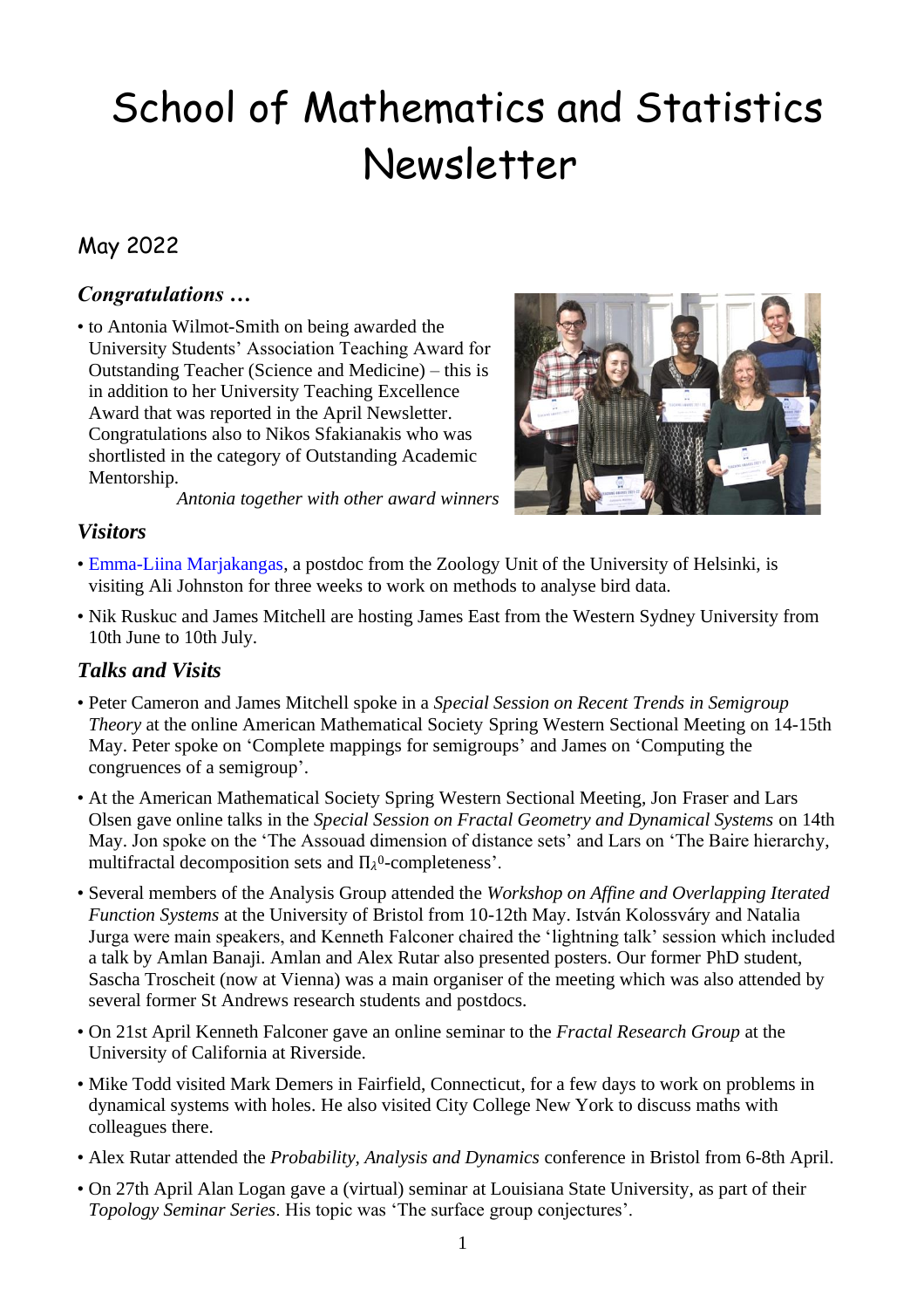# School of Mathematics and Statistics Newsletter

## May 2022

### *Congratulations …*

- to Antonia Wilmot-Smith on being awarded the University Students' Association Teaching Award for Outstanding Teacher (Science and Medicine) – this is in addition to her University Teaching Excellence Award that was reported in the April Newsletter. Congratulations also to Nikos Sfakianakis who was shortlisted in the category of Outstanding Academic Mentorship.

*Antonia together with other award winners*

### *Visitors*

- Emma-Liina Marjakangas, a postdoc from the Zoology Unit of the University of Helsinki, is visiting Ali Johnston for three weeks to work on methods to analyse bird data.
- Nik Ruskuc and James Mitchell are hosting James East from the Western Sydney University from 10th June to 10th July.

### *Talks and Visits*

- Peter Cameron and James Mitchell spoke in a *Special Session on Recent Trends in Semigroup Theory* at the online American Mathematical Society Spring Western Sectional Meeting on 14-15th May. Peter spoke on 'Complete mappings for semigroups' and James on 'Computing the congruences of a semigroup'.
- At the American Mathematical Society Spring Western Sectional Meeting, Jon Fraser and Lars Olsen gave online talks in the *Special Session on Fractal Geometry and Dynamical Systems* on 14th May. Jon spoke on the 'The Assouad dimension of distance sets' and Lars on 'The Baire hierarchy, multifractal decomposition sets and $\Pi_\lambda^0$-completeness'.
- Several members of the Analysis Group attended the *Workshop on Affine and Overlapping Iterated Function Systems* at the University of Bristol from 10-12th May. István Kolossváry and Natalia Jurga were main speakers, and Kenneth Falconer chaired the 'lightning talk' session which included a talk by Amlan Banaji. Amlan and Alex Rutar also presented posters. Our former PhD student, Sascha Troscheit (now at Vienna) was a main organiser of the meeting which was also attended by several former St Andrews research students and postdocs.
- On 21st April Kenneth Falconer gave an online seminar to the *Fractal Research Group* at the University of California at Riverside.
- Mike Todd visited Mark Demers in Fairfield, Connecticut, for a few days to work on problems in dynamical systems with holes. He also visited City College New York to discuss maths with colleagues there.
- Alex Rutar attended the *Probability, Analysis and Dynamics* conference in Bristol from 6-8th April.
- On 27th April Alan Logan gave a (virtual) seminar at Louisiana State University, as part of their *Topology Seminar Series*. His topic was 'The surface group conjectures'.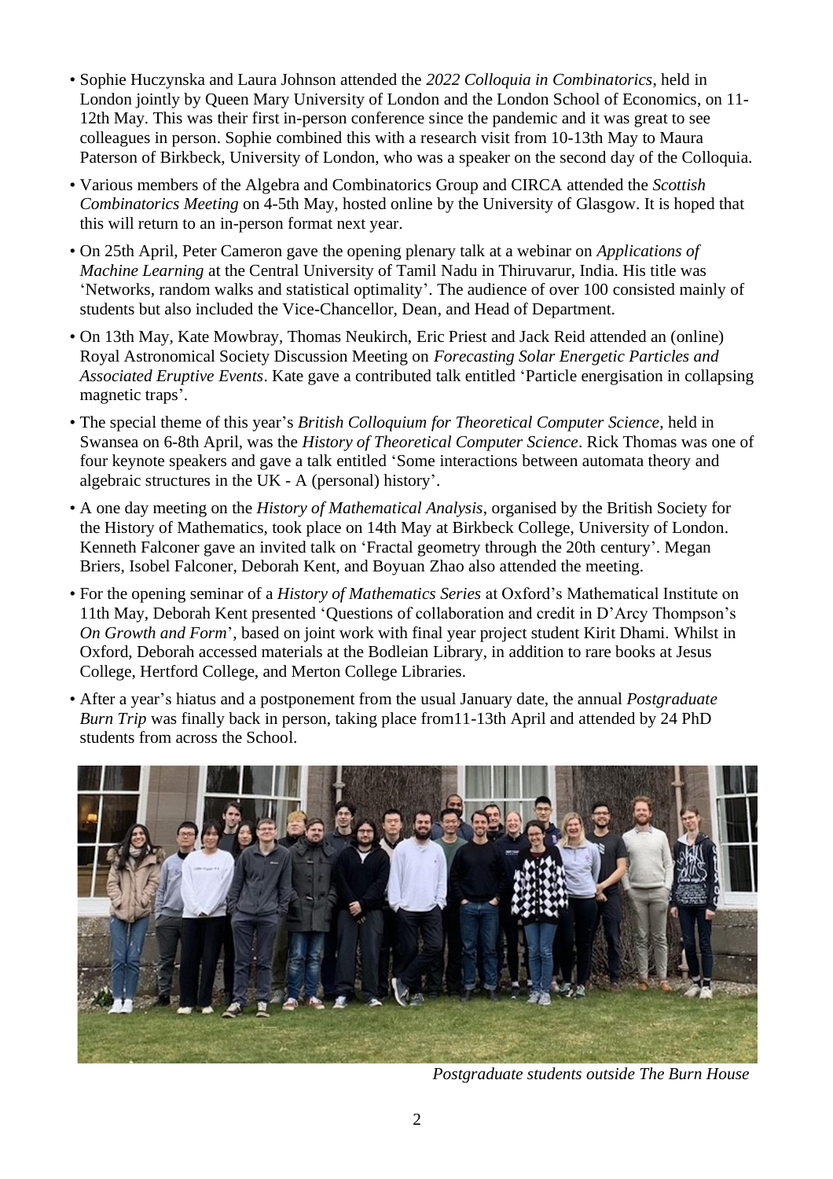- Sophie Huczynska and Laura Johnson attended the *2022 Colloquia in Combinatorics*, held in London jointly by Queen Mary University of London and the London School of Economics, on 11-12th May. This was their first in-person conference since the pandemic and it was great to see colleagues in person. Sophie combined this with a research visit from 10-13th May to Maura Paterson of Birkbeck, University of London, who was a speaker on the second day of the Colloquia.
- Various members of the Algebra and Combinatorics Group and CIRCA attended the *Scottish Combinatorics Meeting* on 4-5th May, hosted online by the University of Glasgow. It is hoped that this will return to an in-person format next year.
- On 25th April, Peter Cameron gave the opening plenary talk at a webinar on *Applications of Machine Learning* at the Central University of Tamil Nadu in Thiruvarur, India. His title was 'Networks, random walks and statistical optimality'. The audience of over 100 consisted mainly of students but also included the Vice-Chancellor, Dean, and Head of Department.
- On 13th May, Kate Mowbray, Thomas Neukirch, Eric Priest and Jack Reid attended an (online) Royal Astronomical Society Discussion Meeting on *Forecasting Solar Energetic Particles and Associated Eruptive Events*. Kate gave a contributed talk entitled 'Particle energisation in collapsing magnetic traps'.
- The special theme of this year's *British Colloquium for Theoretical Computer Science*, held in Swansea on 6-8th April, was the *History of Theoretical Computer Science*. Rick Thomas was one of four keynote speakers and gave a talk entitled 'Some interactions between automata theory and algebraic structures in the UK - A (personal) history'.
- A one day meeting on the *History of Mathematical Analysis*, organised by the British Society for the History of Mathematics, took place on 14th May at Birkbeck College, University of London. Kenneth Falconer gave an invited talk on 'Fractal geometry through the 20th century'. Megan Briers, Isobel Falconer, Deborah Kent, and Boyuan Zhao also attended the meeting.
- For the opening seminar of a *History of Mathematics Series* at Oxford's Mathematical Institute on 11th May, Deborah Kent presented 'Questions of collaboration and credit in D'Arcy Thompson's *On Growth and Form*', based on joint work with final year project student Kirit Dhami. Whilst in Oxford, Deborah accessed materials at the Bodleian Library, in addition to rare books at Jesus College, Hertford College, and Merton College Libraries.
- After a year's hiatus and a postponement from the usual January date, the annual *Postgraduate Burn Trip* was finally back in person, taking place from11-13th April and attended by 24 PhD students from across the School.

*Postgraduate students outside The Burn House*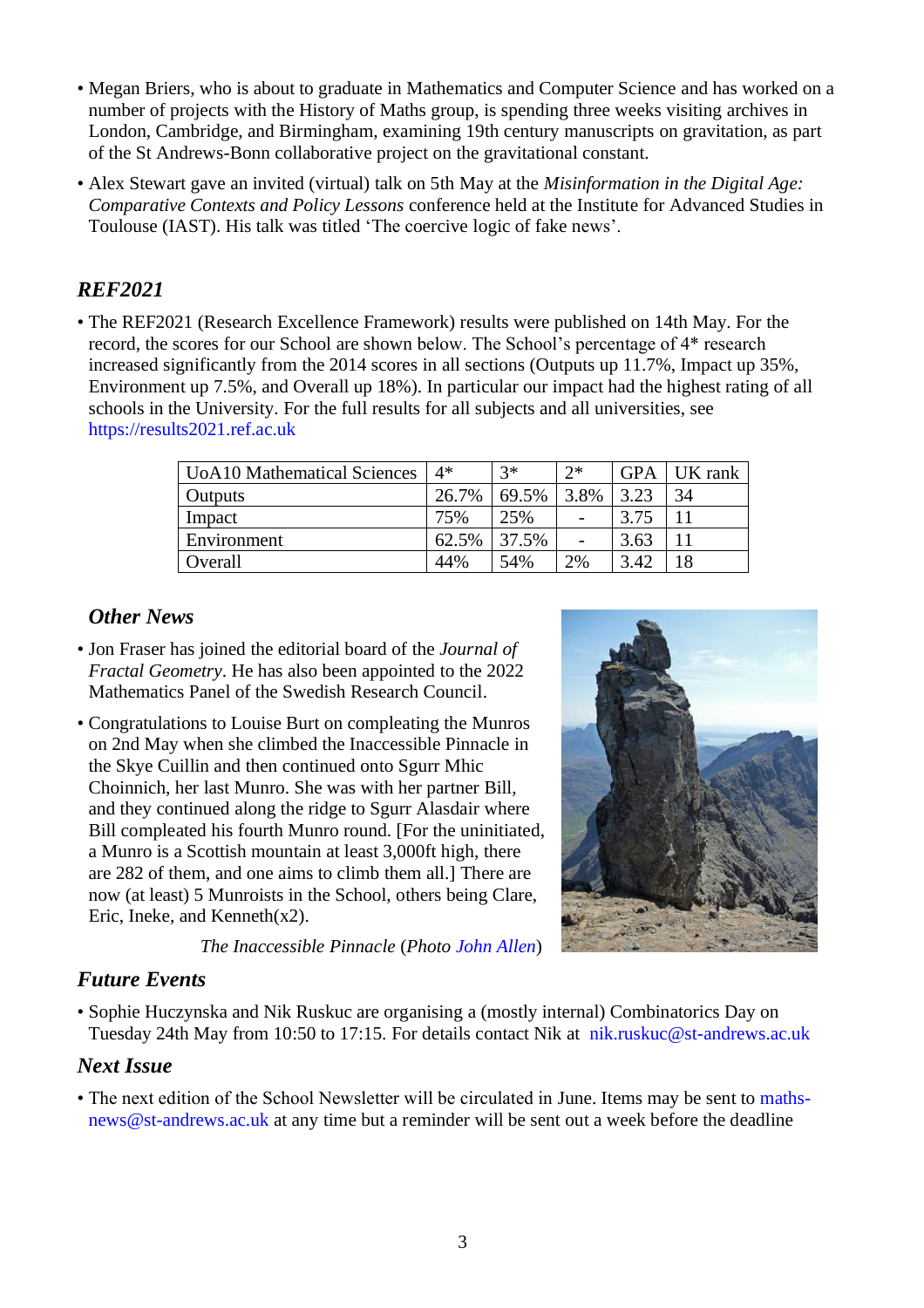- Megan Briers, who is about to graduate in Mathematics and Computer Science and has worked on a number of projects with the History of Maths group, is spending three weeks visiting archives in London, Cambridge, and Birmingham, examining 19th century manuscripts on gravitation, as part of the St Andrews-Bonn collaborative project on the gravitational constant.
- Alex Stewart gave an invited (virtual) talk on 5th May at the *Misinformation in the Digital Age: Comparative Contexts and Policy Lessons* conference held at the Institute for Advanced Studies in Toulouse (IAST). His talk was titled 'The coercive logic of fake news'.

## *REF2021*

- The REF2021 (Research Excellence Framework) results were published on 14th May. For the record, the scores for our School are shown below. The School's percentage of 4* research increased significantly from the 2014 scores in all sections (Outputs up 11.7%, Impact up 35%, Environment up 7.5%, and Overall up 18%). In particular our impact had the highest rating of all schools in the University. For the full results for all subjects and all universities, see https://results2021.ref.ac.uk

| UoA10 Mathematical Sciences | 4* | 3* | 2* | GPA | UK rank |
|---|---|---|---|---|---|
| Outputs | 26.7% | 69.5% | 3.8% | 3.23 | 34 |
| Impact | 75% | 25% | - | 3.75 | 11 |
| Environment | 62.5% | 37.5% | - | 3.63 | 11 |
| Overall | 44% | 54% | 2% | 3.42 | 18 |

## *Other News*

- Jon Fraser has joined the editorial board of the *Journal of Fractal Geometry*. He has also been appointed to the 2022 Mathematics Panel of the Swedish Research Council.
- Congratulations to Louise Burt on compleating the Munros on 2nd May when she climbed the Inaccessible Pinnacle in the Skye Cuillin and then continued onto Sgurr Mhic Choinnich, her last Munro. She was with her partner Bill, and they continued along the ridge to Sgurr Alasdair where Bill compleated his fourth Munro round. [For the uninitiated, a Munro is a Scottish mountain at least 3,000ft high, there are 282 of them, and one aims to climb them all.] There are now (at least) 5 Munroists in the School, others being Clare, Eric, Ineke, and Kenneth(x2).

*The Inaccessible Pinnacle* (*Photo John Allen*)

## *Future Events*

- Sophie Huczynska and Nik Ruskuc are organising a (mostly internal) Combinatorics Day on Tuesday 24th May from 10:50 to 17:15. For details contact Nik at nik.ruskuc@st-andrews.ac.uk

## *Next Issue*

- The next edition of the School Newsletter will be circulated in June. Items may be sent to maths-news@st-andrews.ac.uk at any time but a reminder will be sent out a week before the deadline